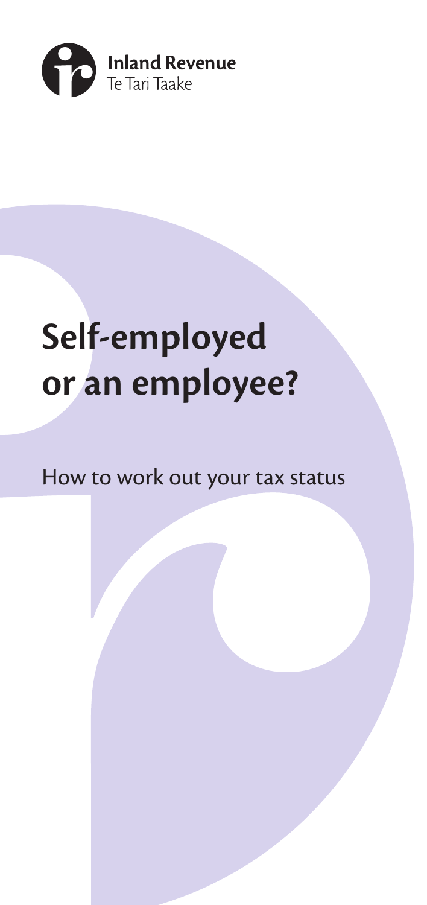Inland Revenue
Te Tari Taake

# Self-employed or an employee?

How to work out your tax status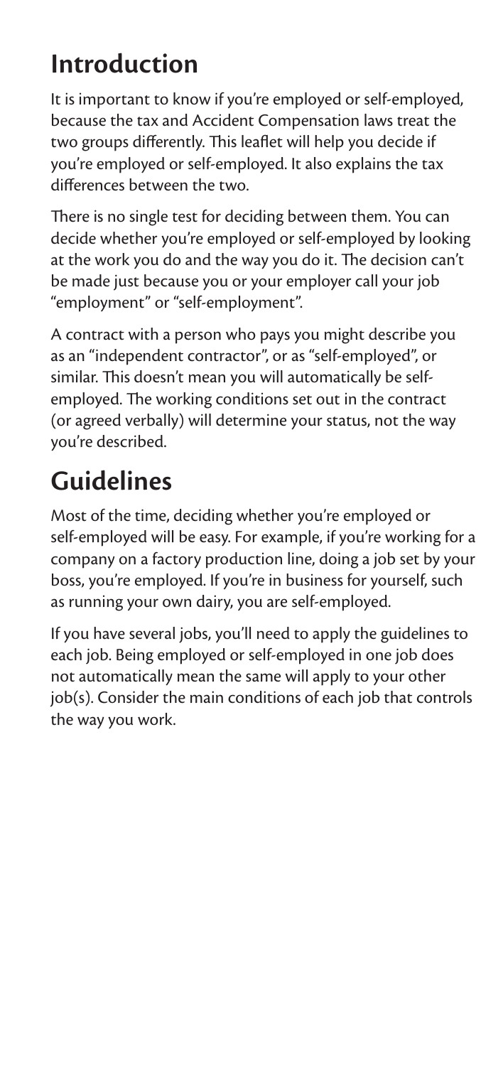## Introduction

It is important to know if you're employed or self-employed, because the tax and Accident Compensation laws treat the two groups differently. This leaflet will help you decide if you're employed or self-employed. It also explains the tax differences between the two.

There is no single test for deciding between them. You can decide whether you're employed or self-employed by looking at the work you do and the way you do it. The decision can't be made just because you or your employer call your job "employment" or "self-employment".

A contract with a person who pays you might describe you as an "independent contractor", or as "self-employed", or similar. This doesn't mean you will automatically be self-employed. The working conditions set out in the contract (or agreed verbally) will determine your status, not the way you're described.

## Guidelines

Most of the time, deciding whether you're employed or self-employed will be easy. For example, if you're working for a company on a factory production line, doing a job set by your boss, you're employed. If you're in business for yourself, such as running your own dairy, you are self-employed.

If you have several jobs, you'll need to apply the guidelines to each job. Being employed or self-employed in one job does not automatically mean the same will apply to your other job(s). Consider the main conditions of each job that controls the way you work.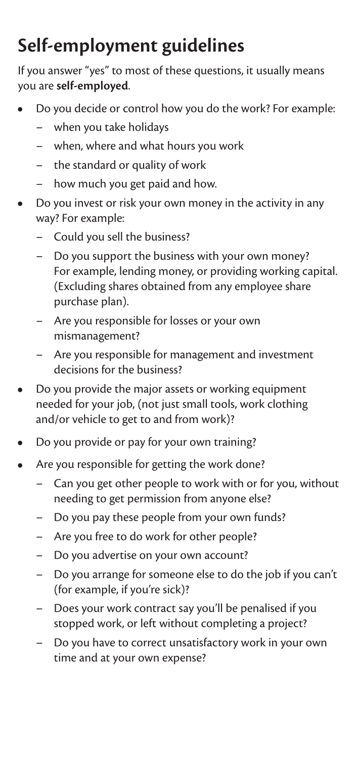# Self-employment guidelines

If you answer "yes" to most of these questions, it usually means you are **self-employed**.

- Do you decide or control how you do the work? For example:
  - when you take holidays
  - when, where and what hours you work
  - the standard or quality of work
  - how much you get paid and how.
- Do you invest or risk your own money in the activity in any way? For example:
  - Could you sell the business?
  - Do you support the business with your own money? For example, lending money, or providing working capital. (Excluding shares obtained from any employee share purchase plan).
  - Are you responsible for losses or your own mismanagement?
  - Are you responsible for management and investment decisions for the business?
- Do you provide the major assets or working equipment needed for your job, (not just small tools, work clothing and/or vehicle to get to and from work)?
- Do you provide or pay for your own training?
- Are you responsible for getting the work done?
  - Can you get other people to work with or for you, without needing to get permission from anyone else?
  - Do you pay these people from your own funds?
  - Are you free to do work for other people?
  - Do you advertise on your own account?
  - Do you arrange for someone else to do the job if you can't (for example, if you're sick)?
  - Does your work contract say you'll be penalised if you stopped work, or left without completing a project?
  - Do you have to correct unsatisfactory work in your own time and at your own expense?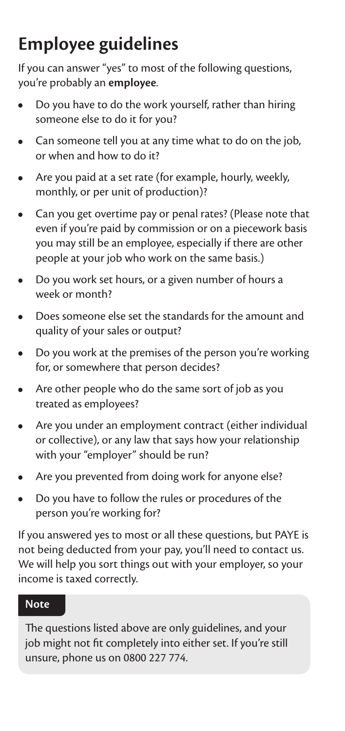## Employee guidelines

If you can answer "yes" to most of the following questions, you're probably an **employee**.

- Do you have to do the work yourself, rather than hiring someone else to do it for you?
- Can someone tell you at any time what to do on the job, or when and how to do it?
- Are you paid at a set rate (for example, hourly, weekly, monthly, or per unit of production)?
- Can you get overtime pay or penal rates? (Please note that even if you're paid by commission or on a piecework basis you may still be an employee, especially if there are other people at your job who work on the same basis.)
- Do you work set hours, or a given number of hours a week or month?
- Does someone else set the standards for the amount and quality of your sales or output?
- Do you work at the premises of the person you're working for, or somewhere that person decides?
- Are other people who do the same sort of job as you treated as employees?
- Are you under an employment contract (either individual or collective), or any law that says how your relationship with your "employer" should be run?
- Are you prevented from doing work for anyone else?
- Do you have to follow the rules or procedures of the person you're working for?

If you answered yes to most or all these questions, but PAYE is not being deducted from your pay, you'll need to contact us. We will help you sort things out with your employer, so your income is taxed correctly.

**Note**

The questions listed above are only guidelines, and your job might not fit completely into either set. If you're still unsure, phone us on 0800 227 774.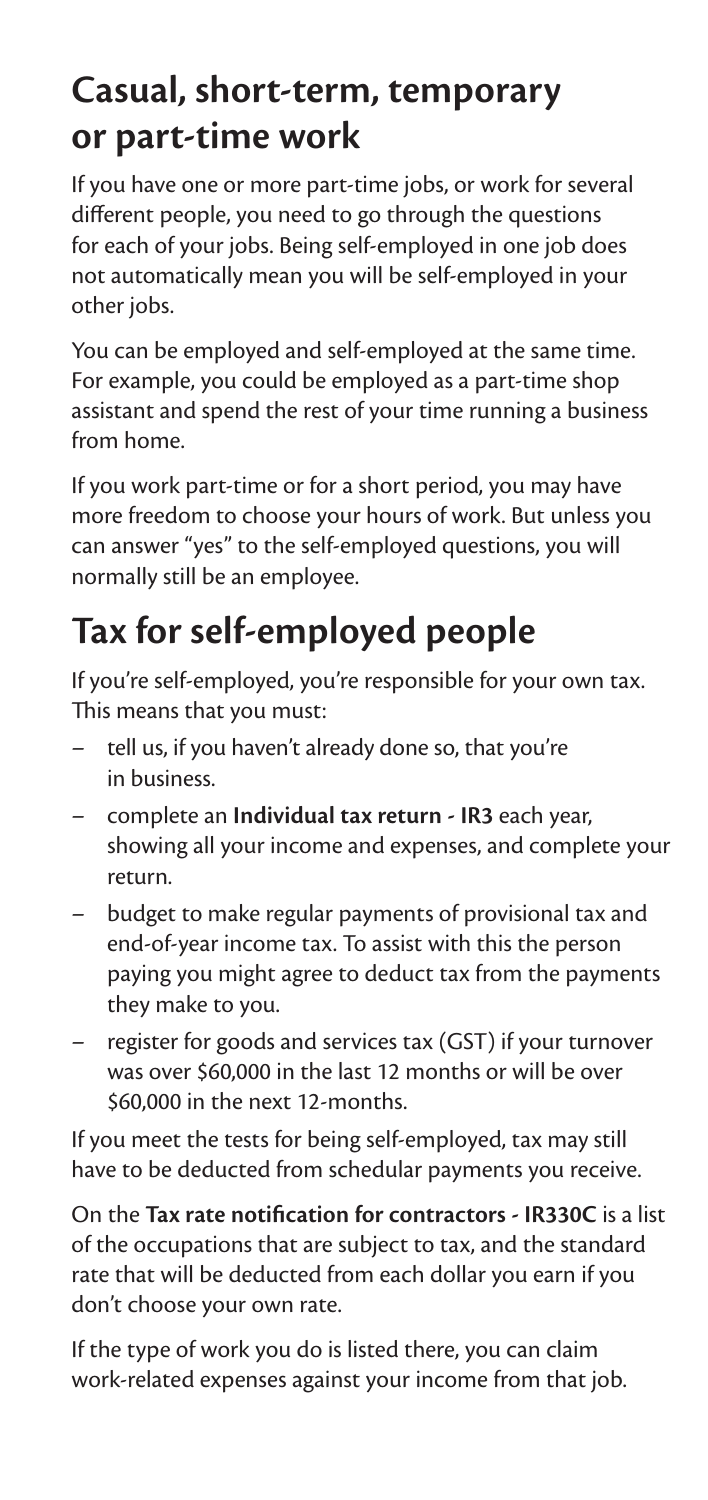## Casual, short-term, temporary or part-time work

If you have one or more part-time jobs, or work for several different people, you need to go through the questions for each of your jobs. Being self-employed in one job does not automatically mean you will be self-employed in your other jobs.

You can be employed and self-employed at the same time. For example, you could be employed as a part-time shop assistant and spend the rest of your time running a business from home.

If you work part-time or for a short period, you may have more freedom to choose your hours of work. But unless you can answer "yes" to the self-employed questions, you will normally still be an employee.

## Tax for self-employed people

If you're self-employed, you're responsible for your own tax. This means that you must:

- tell us, if you haven't already done so, that you're in business.
- complete an **Individual tax return - IR3** each year, showing all your income and expenses, and complete your return.
- budget to make regular payments of provisional tax and end-of-year income tax. To assist with this the person paying you might agree to deduct tax from the payments they make to you.
- register for goods and services tax (GST) if your turnover was over $60,000 in the last 12 months or will be over $60,000 in the next 12-months.

If you meet the tests for being self-employed, tax may still have to be deducted from schedular payments you receive.

On the **Tax rate notification for contractors - IR330C** is a list of the occupations that are subject to tax, and the standard rate that will be deducted from each dollar you earn if you don't choose your own rate.

If the type of work you do is listed there, you can claim work-related expenses against your income from that job.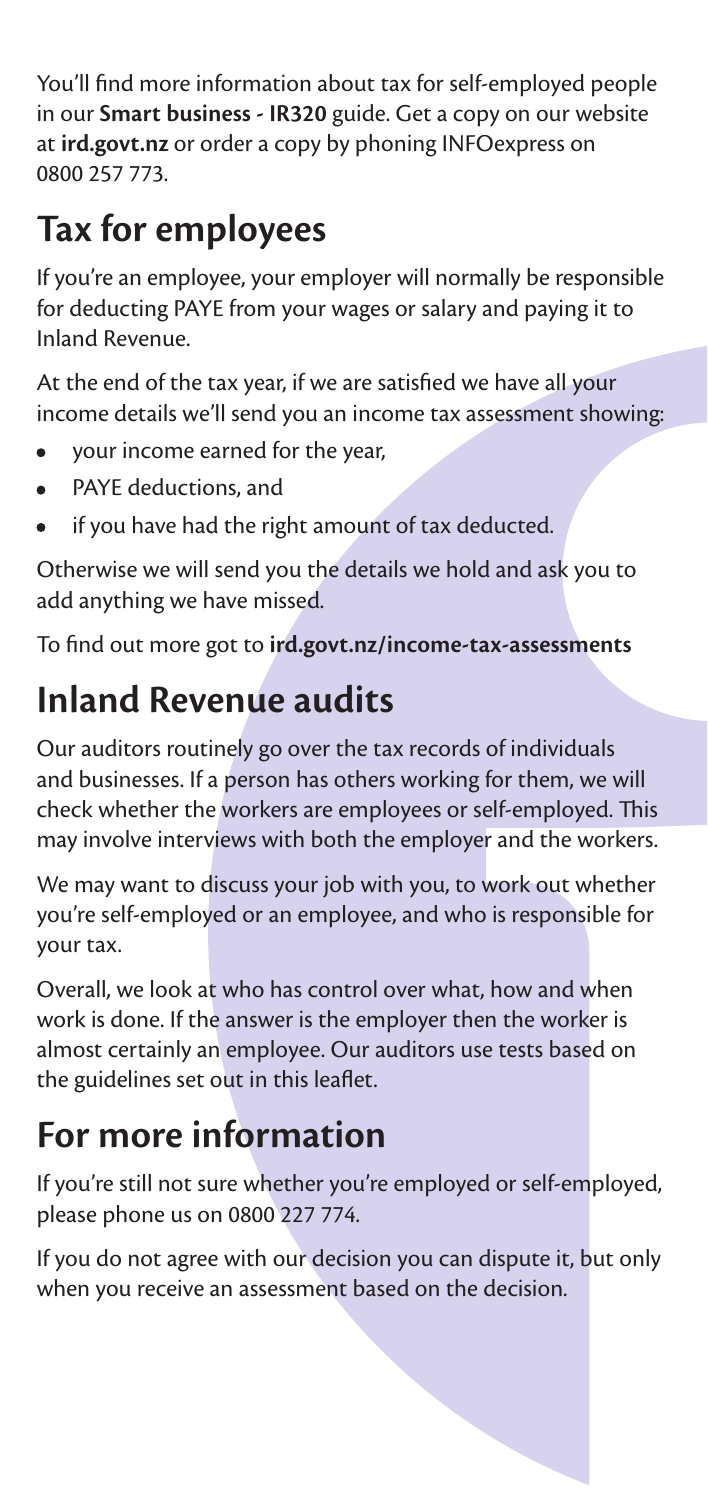You'll find more information about tax for self-employed people in our **Smart business - IR320** guide. Get a copy on our website at **ird.govt.nz** or order a copy by phoning INFOexpress on 0800 257 773.

## Tax for employees

If you're an employee, your employer will normally be responsible for deducting PAYE from your wages or salary and paying it to Inland Revenue.

At the end of the tax year, if we are satisfied we have all your income details we'll send you an income tax assessment showing:

- your income earned for the year,
- PAYE deductions, and
- if you have had the right amount of tax deducted.

Otherwise we will send you the details we hold and ask you to add anything we have missed.

To find out more got to **ird.govt.nz/income-tax-assessments**

## Inland Revenue audits

Our auditors routinely go over the tax records of individuals and businesses. If a person has others working for them, we will check whether the workers are employees or self-employed. This may involve interviews with both the employer and the workers.

We may want to discuss your job with you, to work out whether you're self-employed or an employee, and who is responsible for your tax.

Overall, we look at who has control over what, how and when work is done. If the answer is the employer then the worker is almost certainly an employee. Our auditors use tests based on the guidelines set out in this leaflet.

## For more information

If you're still not sure whether you're employed or self-employed, please phone us on 0800 227 774.

If you do not agree with our decision you can dispute it, but only when you receive an assessment based on the decision.